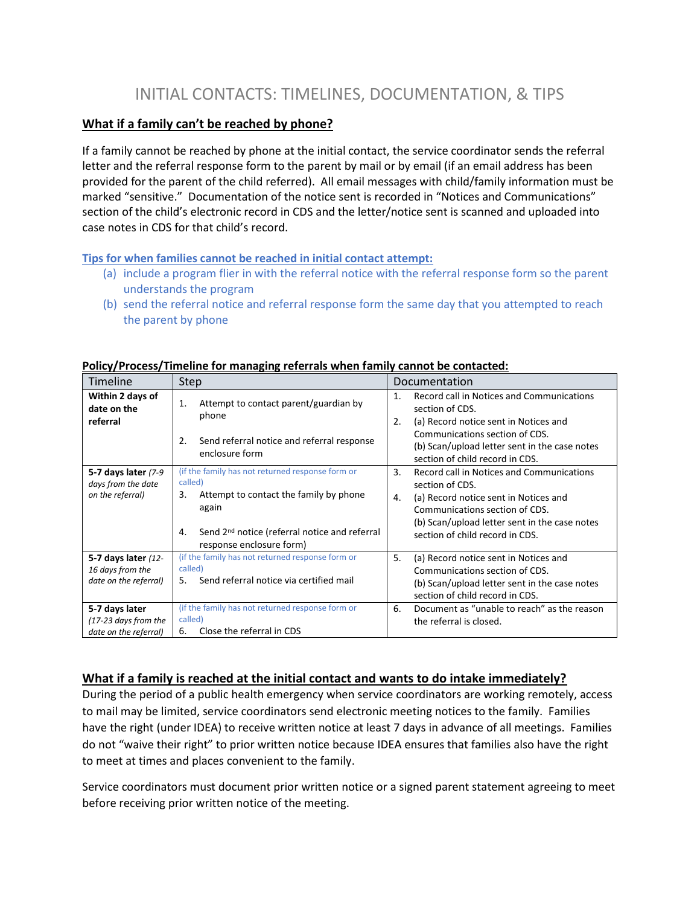# INITIAL CONTACTS: TIMELINES, DOCUMENTATION, & TIPS

## What if a family can't be reached by phone?

If a family cannot be reached by phone at the initial contact, the service coordinator sends the referral letter and the referral response form to the parent by mail or by email (if an email address has been provided for the parent of the child referred). All email messages with child/family information must be marked "sensitive." Documentation of the notice sent is recorded in "Notices and Communications" section of the child's electronic record in CDS and the letter/notice sent is scanned and uploaded into case notes in CDS for that child's record.

**Tips for when families cannot be reached in initial contact attempt:**

(a) include a program flier in with the referral notice with the referral response form so the parent understands the program

(b) send the referral notice and referral response form the same day that you attempted to reach the parent by phone

**Policy/Process/Timeline for managing referrals when family cannot be contacted:**

| Timeline | Step | Documentation |
|---|---|---|
| **Within 2 days of date on the referral** | 1. Attempt to contact parent/guardian by phone<br><br>2. Send referral notice and referral response enclosure form | 1. Record call in Notices and Communications section of CDS.<br>2. (a) Record notice sent in Notices and Communications section of CDS.<br>(b) Scan/upload letter sent in the case notes section of child record in CDS. |
| **5-7 days later** *(7-9 days from the date on the referral)* | (if the family has not returned response form or called)<br>3. Attempt to contact the family by phone again<br><br>4. Send 2nd notice (referral notice and referral response enclosure form) | 3. Record call in Notices and Communications section of CDS.<br>4. (a) Record notice sent in Notices and Communications section of CDS.<br>(b) Scan/upload letter sent in the case notes section of child record in CDS. |
| **5-7 days later** *(12-16 days from the date on the referral)* | (if the family has not returned response form or called)<br>5. Send referral notice via certified mail | 5. (a) Record notice sent in Notices and Communications section of CDS.<br>(b) Scan/upload letter sent in the case notes section of child record in CDS. |
| **5-7 days later** *(17-23 days from the date on the referral)* | (if the family has not returned response form or called)<br>6. Close the referral in CDS | 6. Document as "unable to reach" as the reason the referral is closed. |

## What if a family is reached at the initial contact and wants to do intake immediately?

During the period of a public health emergency when service coordinators are working remotely, access to mail may be limited, service coordinators send electronic meeting notices to the family. Families have the right (under IDEA) to receive written notice at least 7 days in advance of all meetings. Families do not "waive their right" to prior written notice because IDEA ensures that families also have the right to meet at times and places convenient to the family.

Service coordinators must document prior written notice or a signed parent statement agreeing to meet before receiving prior written notice of the meeting.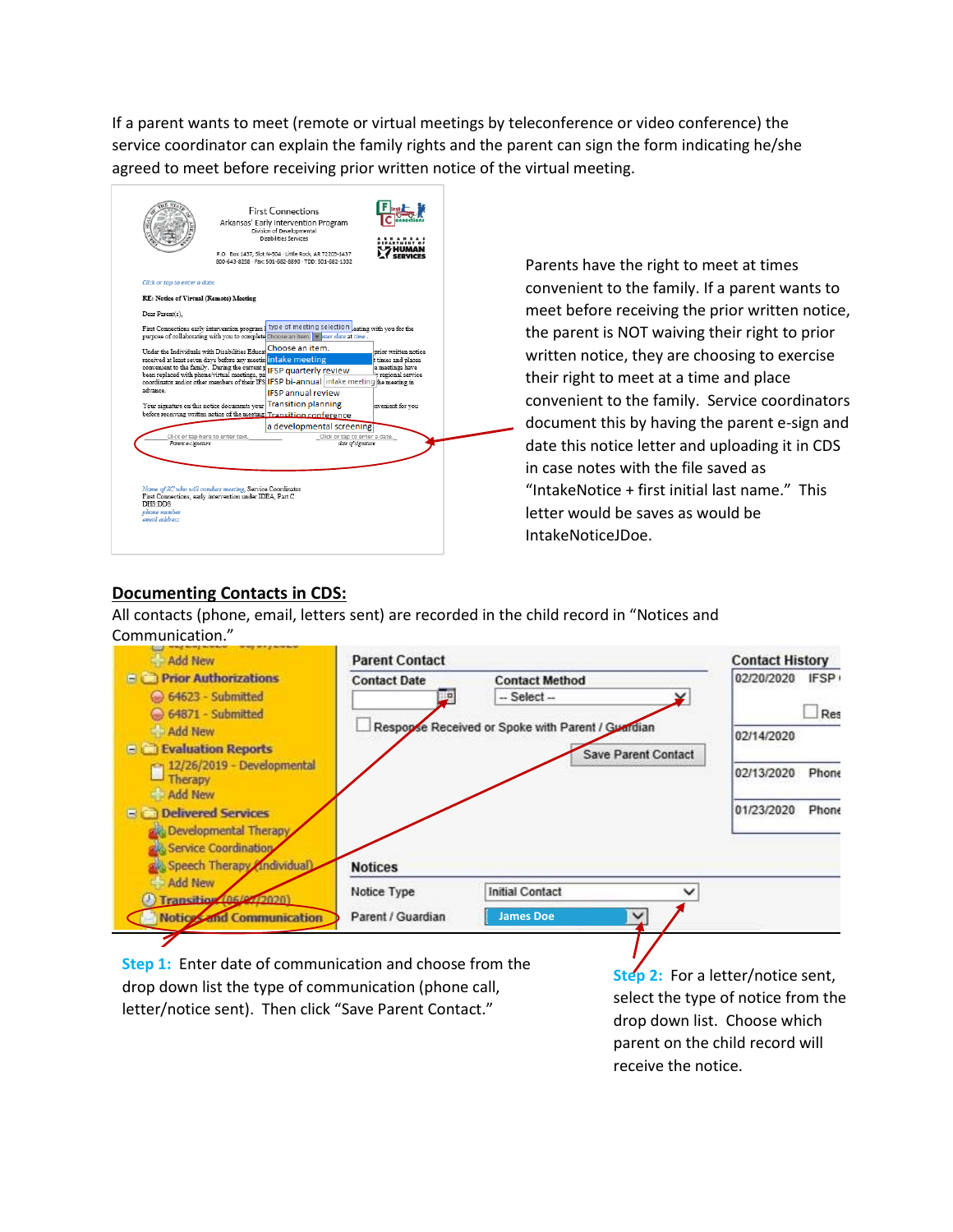If a parent wants to meet (remote or virtual meetings by teleconference or video conference) the service coordinator can explain the family rights and the parent can sign the form indicating he/she agreed to meet before receiving prior written notice of the virtual meeting.

Parents have the right to meet at times convenient to the family. If a parent wants to meet before receiving the prior written notice, the parent is NOT waiving their right to prior written notice, they are choosing to exercise their right to meet at a time and place convenient to the family. Service coordinators document this by having the parent e-sign and date this notice letter and uploading it in CDS in case notes with the file saved as "IntakeNotice + first initial last name." This letter would be saves as would be IntakeNoticeJDoe.

## Documenting Contacts in CDS:

All contacts (phone, email, letters sent) are recorded in the child record in "Notices and Communication."

**Step 1:** Enter date of communication and choose from the drop down list the type of communication (phone call, letter/notice sent). Then click "Save Parent Contact."

**Step 2:** For a letter/notice sent, select the type of notice from the drop down list. Choose which parent on the child record will receive the notice.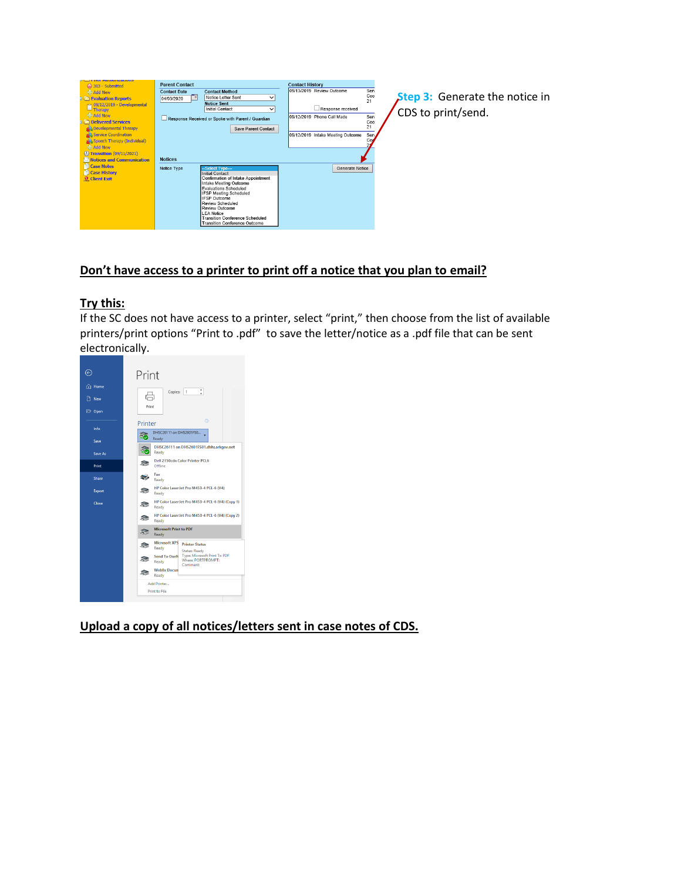**Step 3:** Generate the notice in CDS to print/send.

## **Don't have access to a printer to print off a notice that you plan to email?**

**Try this:**

If the SC does not have access to a printer, select "print," then choose from the list of available printers/print options "Print to .pdf" to save the letter/notice as a .pdf file that can be sent electronically.

## **Upload a copy of all notices/letters sent in case notes of CDS.**